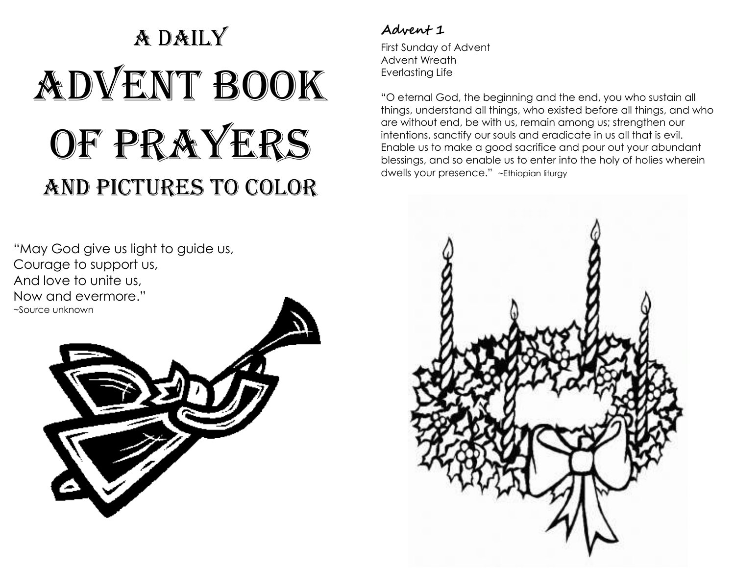# A Daily Advent Book of Prayers and Pictures to Color

"May God give us light to guide us,
Courage to support us,
And love to unite us,
Now and evermore."
~Source unknown

## Advent 1

First Sunday of Advent
Advent Wreath
Everlasting Life

"O eternal God, the beginning and the end, you who sustain all things, understand all things, who existed before all things, and who are without end, be with us, remain among us; strengthen our intentions, sanctify our souls and eradicate in us all that is evil. Enable us to make a good sacrifice and pour out your abundant blessings, and so enable us to enter into the holy of holies wherein dwells your presence." ~Ethiopian liturgy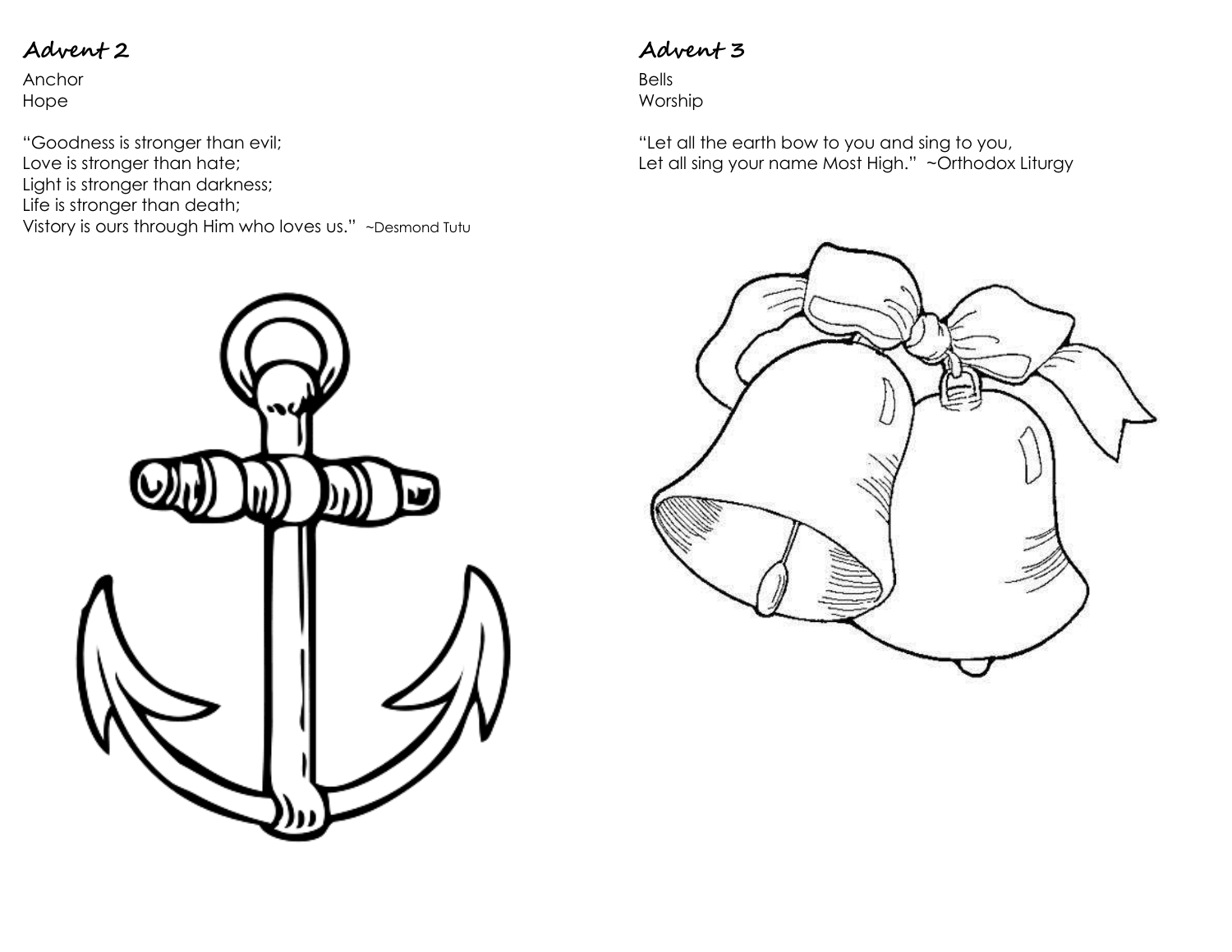## Advent 2

Anchor
Hope

"Goodness is stronger than evil;
Love is stronger than hate;
Light is stronger than darkness;
Life is stronger than death;
Vistory is ours through Him who loves us." ~Desmond Tutu

## Advent 3

Bells
Worship

"Let all the earth bow to you and sing to you,
Let all sing your name Most High." ~Orthodox Liturgy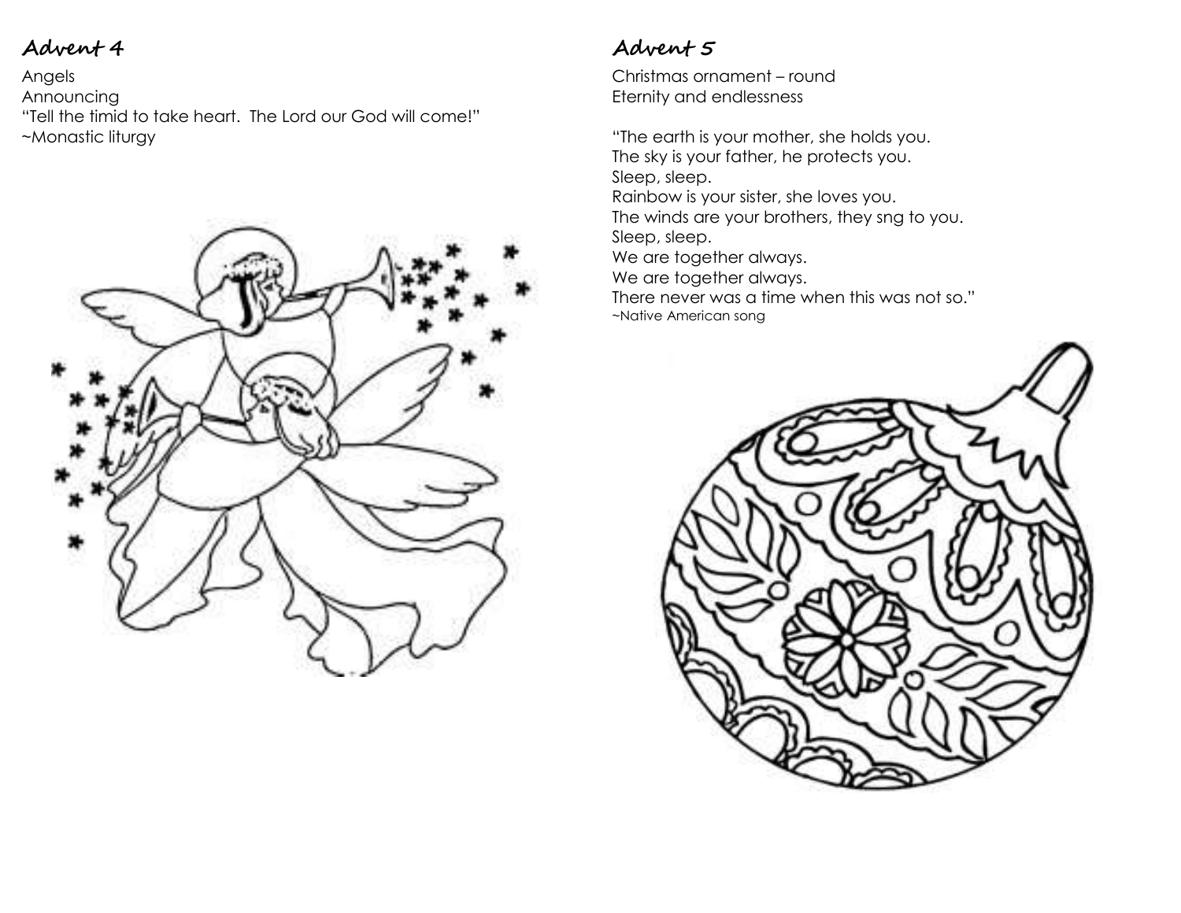## Advent 4

Angels
Announcing
"Tell the timid to take heart. The Lord our God will come!"
~Monastic liturgy

## Advent 5

Christmas ornament – round
Eternity and endlessness

"The earth is your mother, she holds you.
The sky is your father, he protects you.
Sleep, sleep.
Rainbow is your sister, she loves you.
The winds are your brothers, they sng to you.
Sleep, sleep.
We are together always.
We are together always.
There never was a time when this was not so."
~Native American song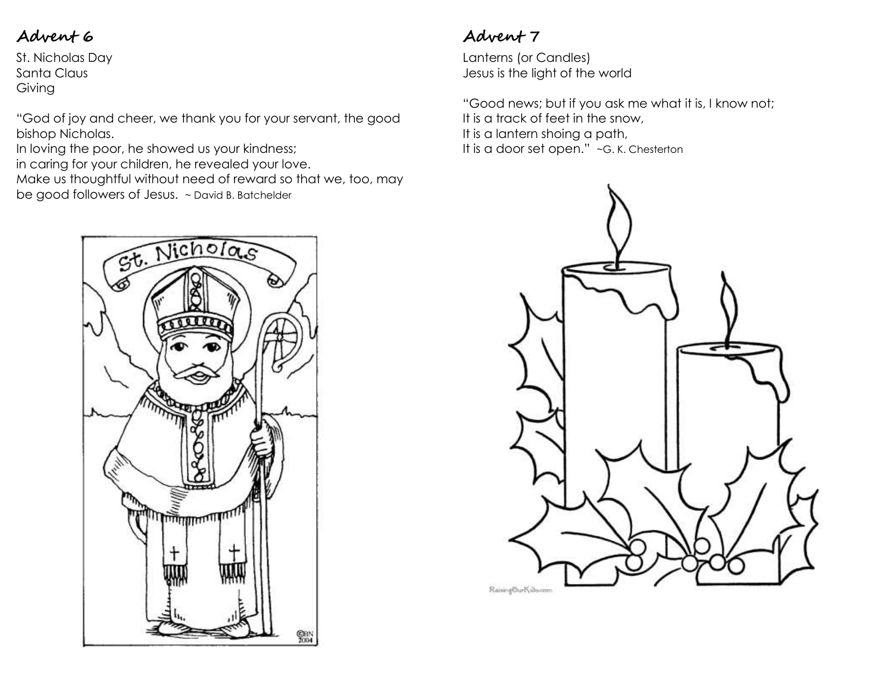## Advent 6

St. Nicholas Day
Santa Claus
Giving

"God of joy and cheer, we thank you for your servant, the good bishop Nicholas.
In loving the poor, he showed us your kindness;
in caring for your children, he revealed your love.
Make us thoughtful without need of reward so that we, too, may be good followers of Jesus. ~ David B. Batchelder

## Advent 7

Lanterns (or Candles)
Jesus is the light of the world

"Good news; but if you ask me what it is, I know not;
It is a track of feet in the snow,
It is a lantern shoing a path,
It is a door set open." ~G. K. Chesterton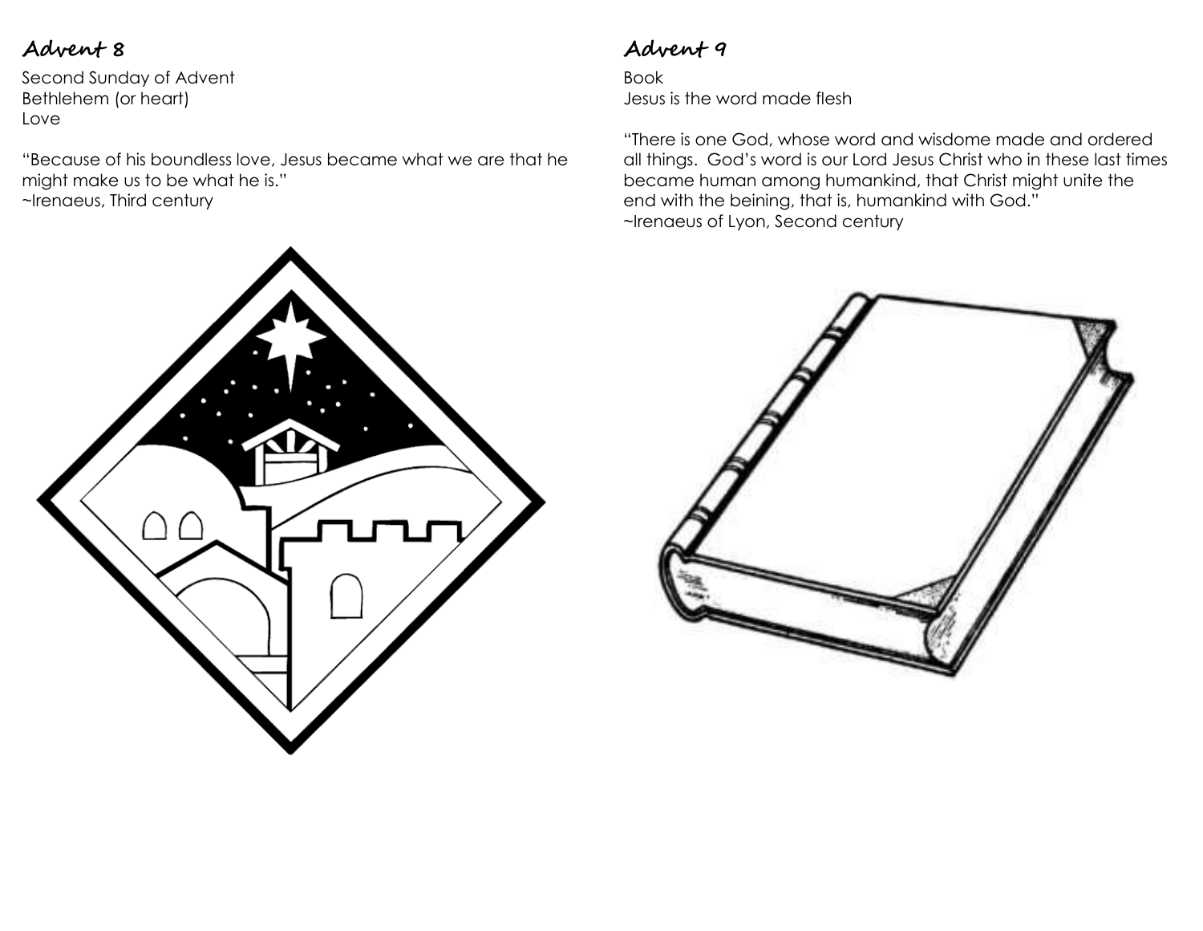## Advent 8

Second Sunday of Advent
Bethlehem (or heart)
Love

"Because of his boundless love, Jesus became what we are that he might make us to be what he is."
~Irenaeus, Third century

## Advent 9

Book
Jesus is the word made flesh

"There is one God, whose word and wisdome made and ordered all things. God's word is our Lord Jesus Christ who in these last times became human among humankind, that Christ might unite the end with the beining, that is, humankind with God."
~Irenaeus of Lyon, Second century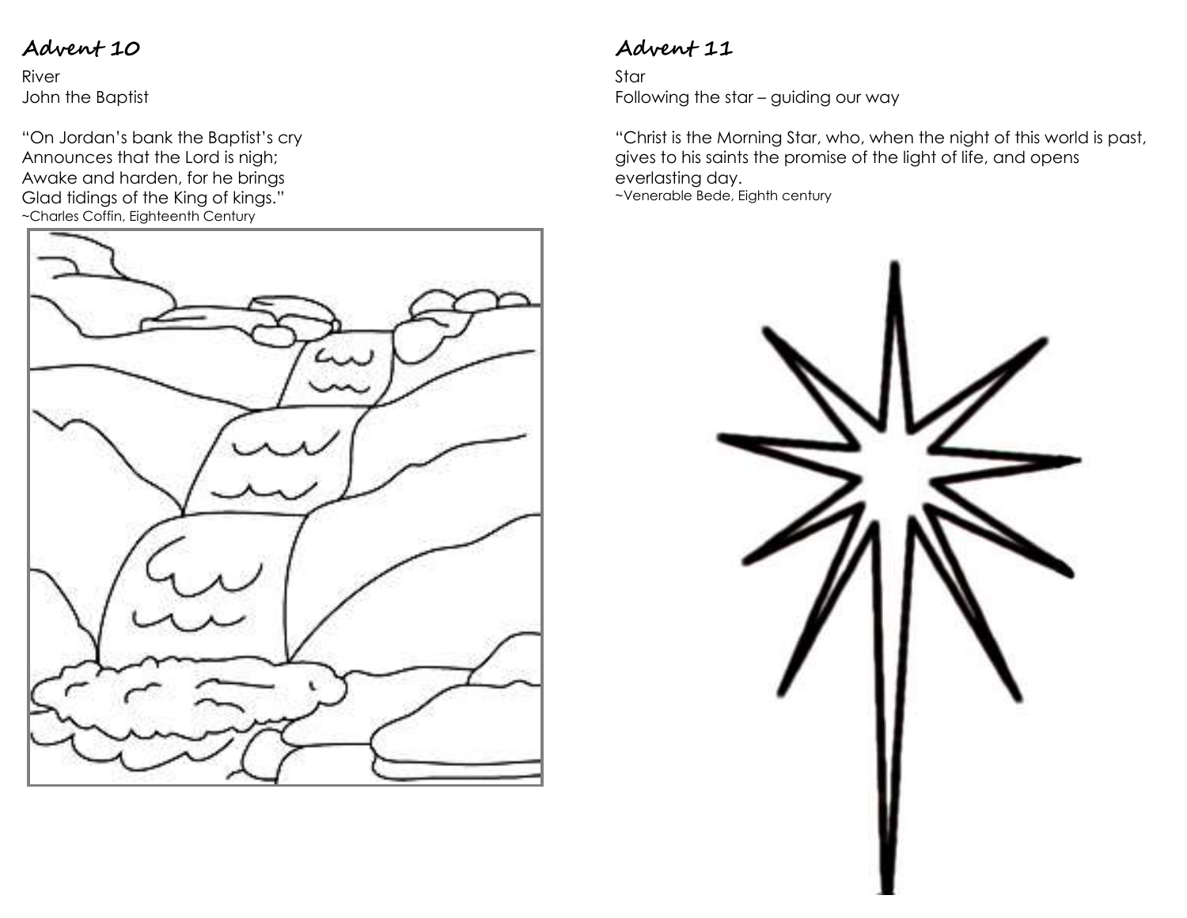## Advent 10

River
John the Baptist

"On Jordan's bank the Baptist's cry
Announces that the Lord is nigh;
Awake and harden, for he brings
Glad tidings of the King of kings."
~Charles Coffin, Eighteenth Century

## Advent 11

Star
Following the star – guiding our way

"Christ is the Morning Star, who, when the night of this world is past, gives to his saints the promise of the light of life, and opens everlasting day.
~Venerable Bede, Eighth century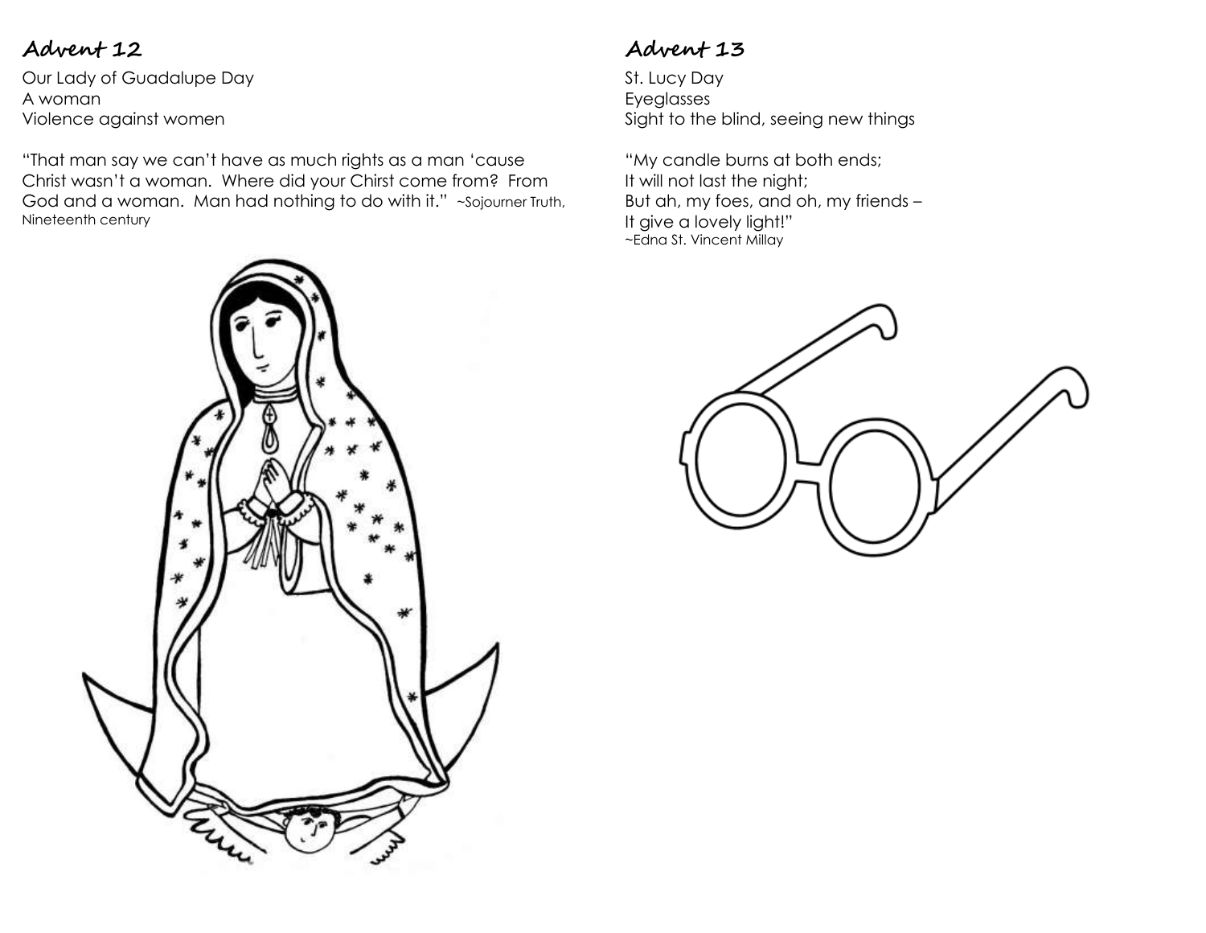## Advent 12

Our Lady of Guadalupe Day
A woman
Violence against women

"That man say we can't have as much rights as a man 'cause Christ wasn't a woman. Where did your Chirst come from? From God and a woman. Man had nothing to do with it." ~Sojourner Truth, Nineteenth century

## Advent 13

St. Lucy Day
Eyeglasses
Sight to the blind, seeing new things

"My candle burns at both ends;
It will not last the night;
But ah, my foes, and oh, my friends –
It give a lovely light!"
~Edna St. Vincent Millay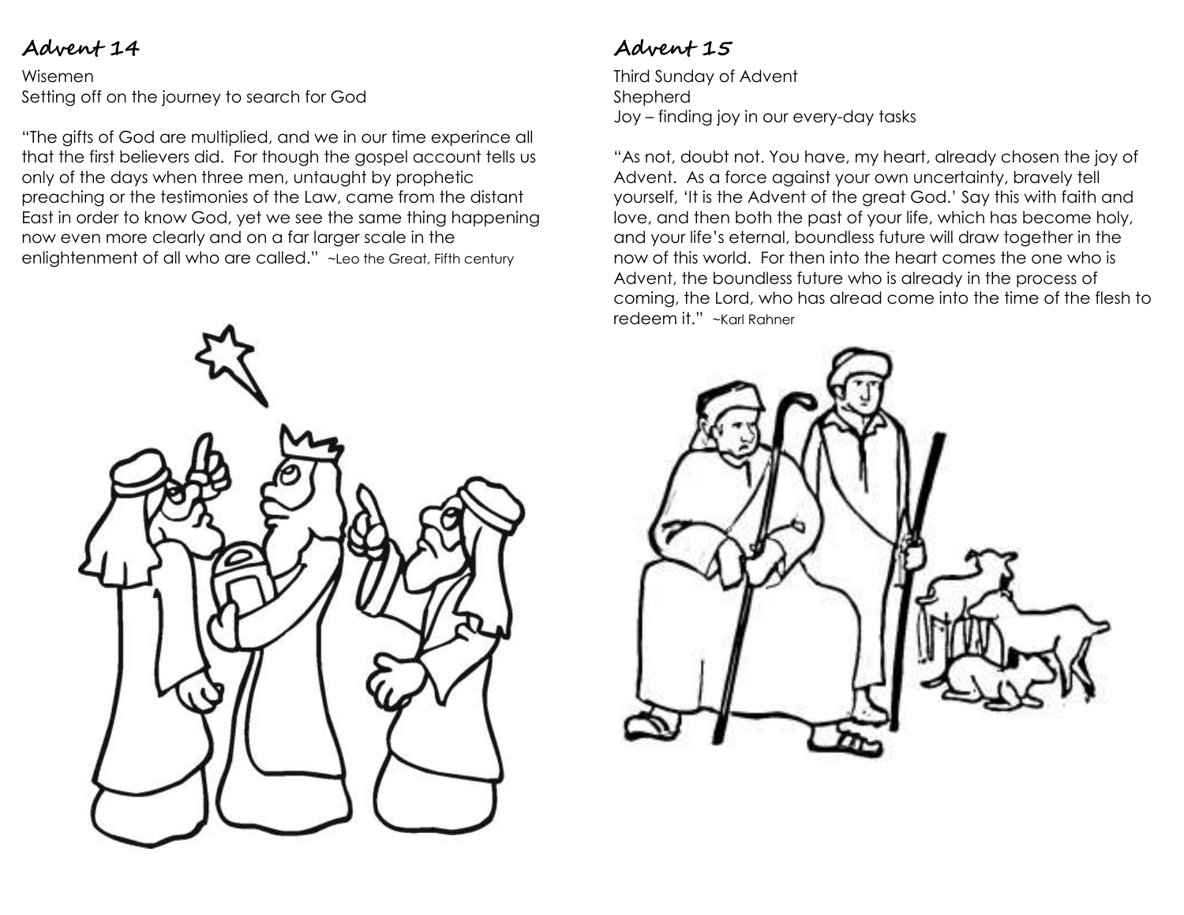## Advent 14

Wisemen
Setting off on the journey to search for God

"The gifts of God are multiplied, and we in our time experince all that the first believers did. For though the gospel account tells us only of the days when three men, untaught by prophetic preaching or the testimonies of the Law, came from the distant East in order to know God, yet we see the same thing happening now even more clearly and on a far larger scale in the enlightenment of all who are called." ~Leo the Great, Fifth century

## Advent 15

Third Sunday of Advent
Shepherd
Joy – finding joy in our every-day tasks

"As not, doubt not. You have, my heart, already chosen the joy of Advent. As a force against your own uncertainty, bravely tell yourself, 'It is the Advent of the great God.' Say this with faith and love, and then both the past of your life, which has become holy, and your life's eternal, boundless future will draw together in the now of this world. For then into the heart comes the one who is Advent, the boundless future who is already in the process of coming, the Lord, who has alread come into the time of the flesh to redeem it." ~Karl Rahner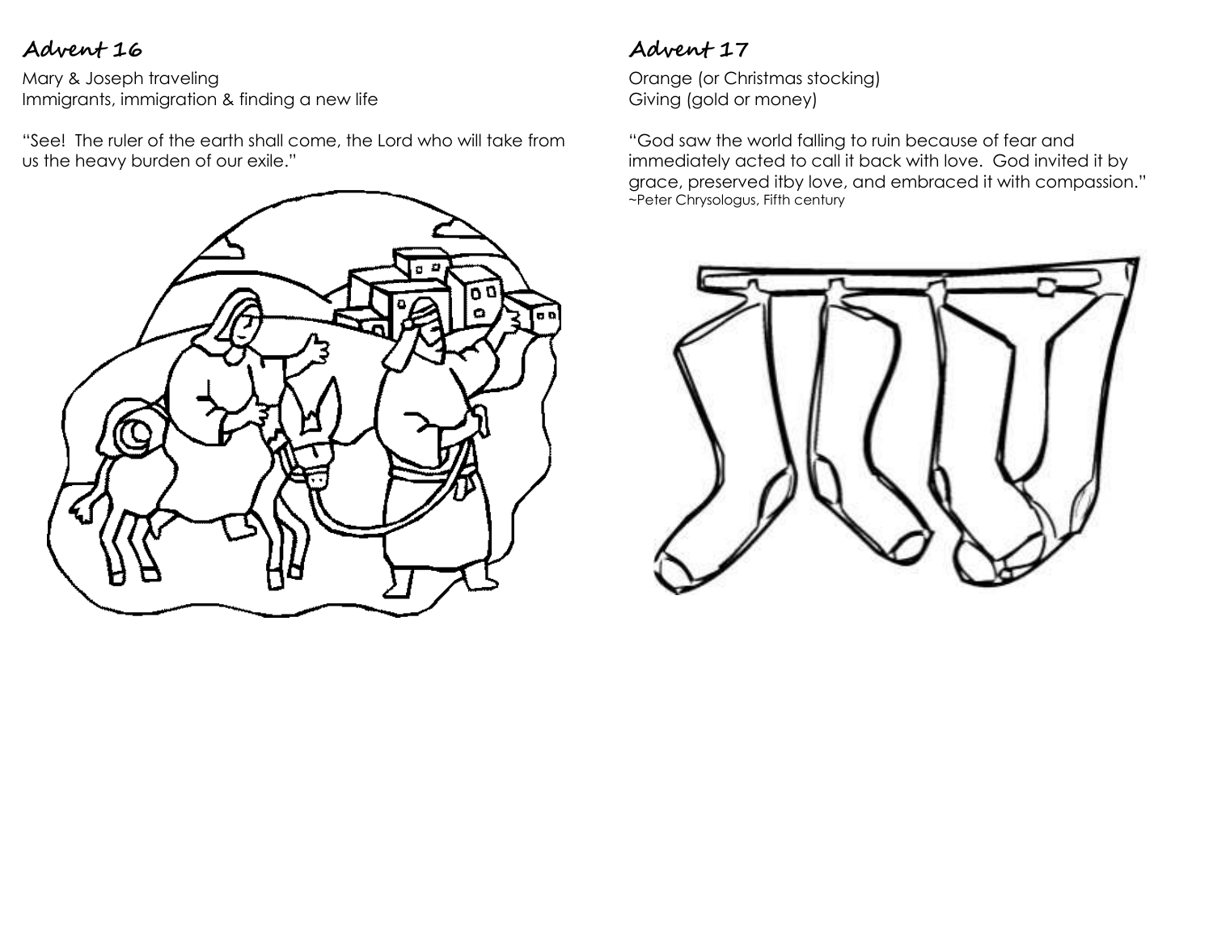## Advent 16

Mary & Joseph traveling
Immigrants, immigration & finding a new life

"See! The ruler of the earth shall come, the Lord who will take from us the heavy burden of our exile."

## Advent 17

Orange (or Christmas stocking)
Giving (gold or money)

"God saw the world falling to ruin because of fear and immediately acted to call it back with love. God invited it by grace, preserved itby love, and embraced it with compassion."
~Peter Chrysologus, Fifth century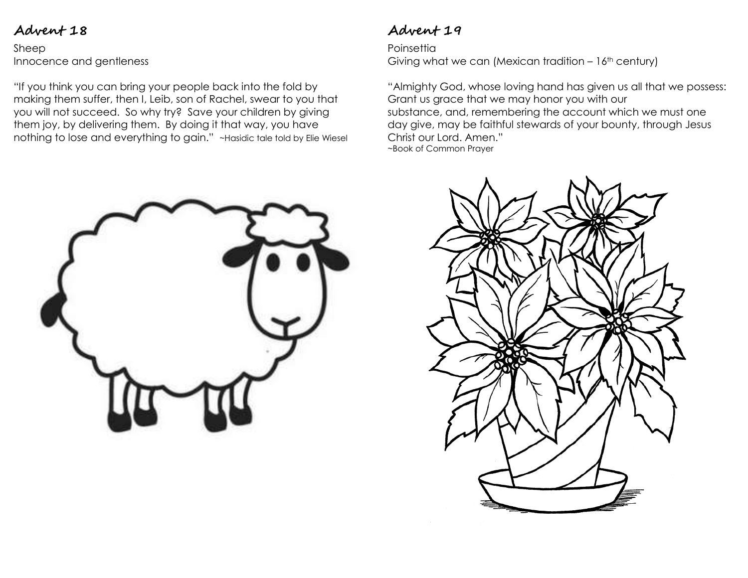## Advent 18

Sheep
Innocence and gentleness

"If you think you can bring your people back into the fold by making them suffer, then I, Leib, son of Rachel, swear to you that you will not succeed. So why try? Save your children by giving them joy, by delivering them. By doing it that way, you have nothing to lose and everything to gain." ~Hasidic tale told by Elie Wiesel

## Advent 19

Poinsettia
Giving what we can (Mexican tradition – 16th century)

"Almighty God, whose loving hand has given us all that we possess: Grant us grace that we may honor you with our substance, and, remembering the account which we must one day give, may be faithful stewards of your bounty, through Jesus Christ our Lord. Amen."
~Book of Common Prayer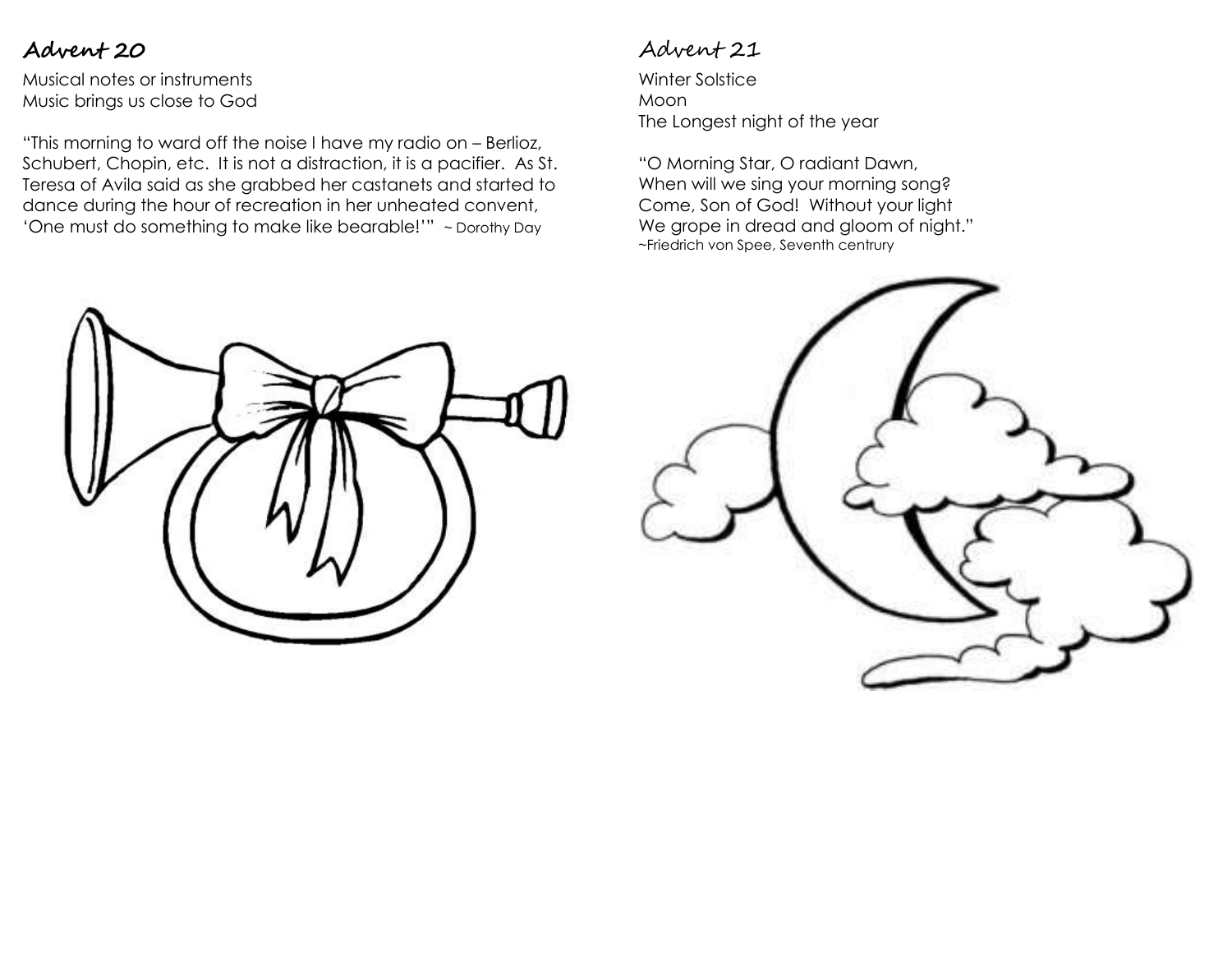## Advent 20

Musical notes or instruments
Music brings us close to God

"This morning to ward off the noise I have my radio on – Berlioz, Schubert, Chopin, etc. It is not a distraction, it is a pacifier. As St. Teresa of Avila said as she grabbed her castanets and started to dance during the hour of recreation in her unheated convent, 'One must do something to make like bearable!'" ~ Dorothy Day

## Advent 21

Winter Solstice
Moon
The Longest night of the year

"O Morning Star, O radiant Dawn,
When will we sing your morning song?
Come, Son of God! Without your light
We grope in dread and gloom of night."
~Friedrich von Spee, Seventh centrury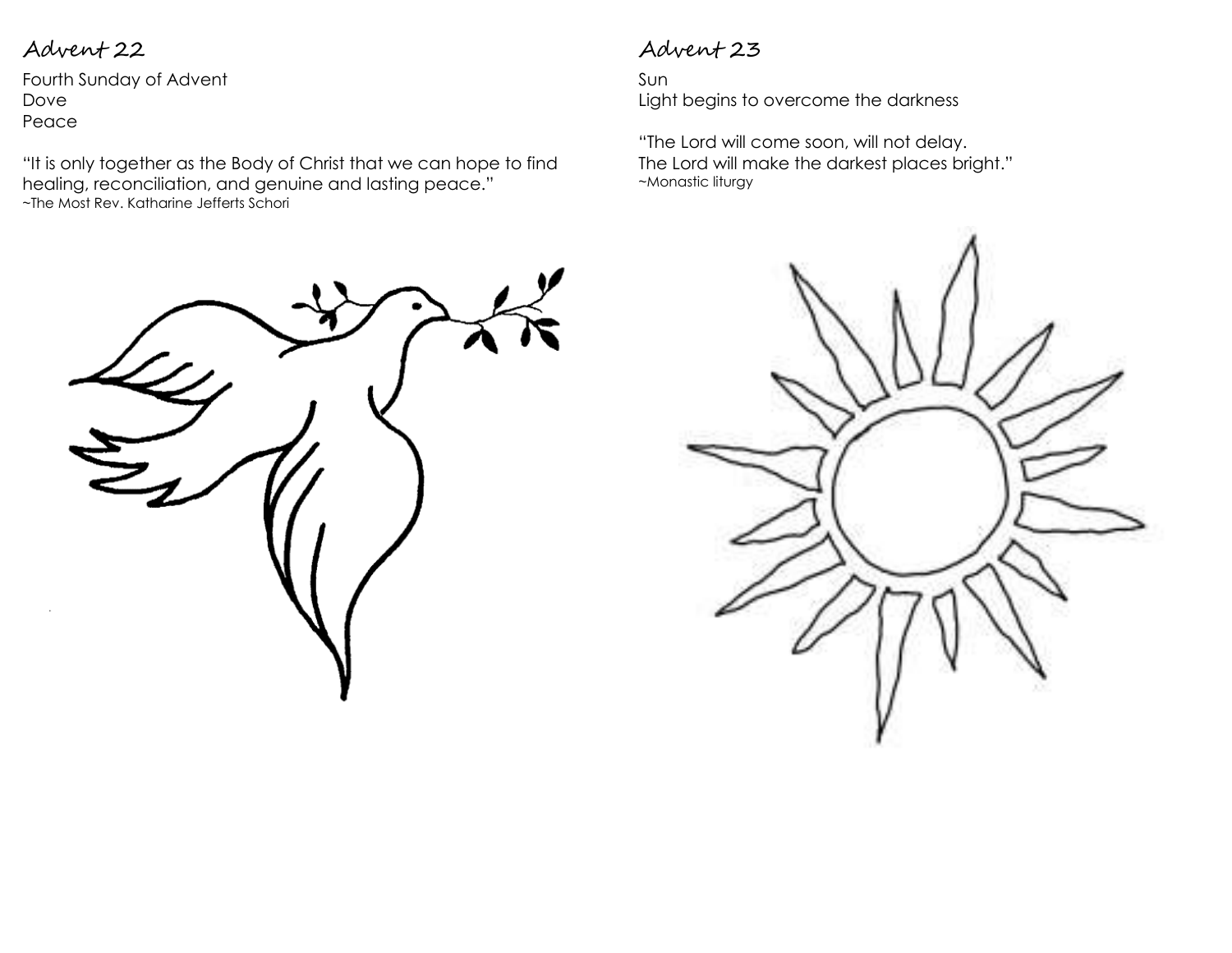## Advent 22

Fourth Sunday of Advent
Dove
Peace

"It is only together as the Body of Christ that we can hope to find healing, reconciliation, and genuine and lasting peace."
~The Most Rev. Katharine Jefferts Schori

## Advent 23

Sun
Light begins to overcome the darkness

"The Lord will come soon, will not delay.
The Lord will make the darkest places bright."
~Monastic liturgy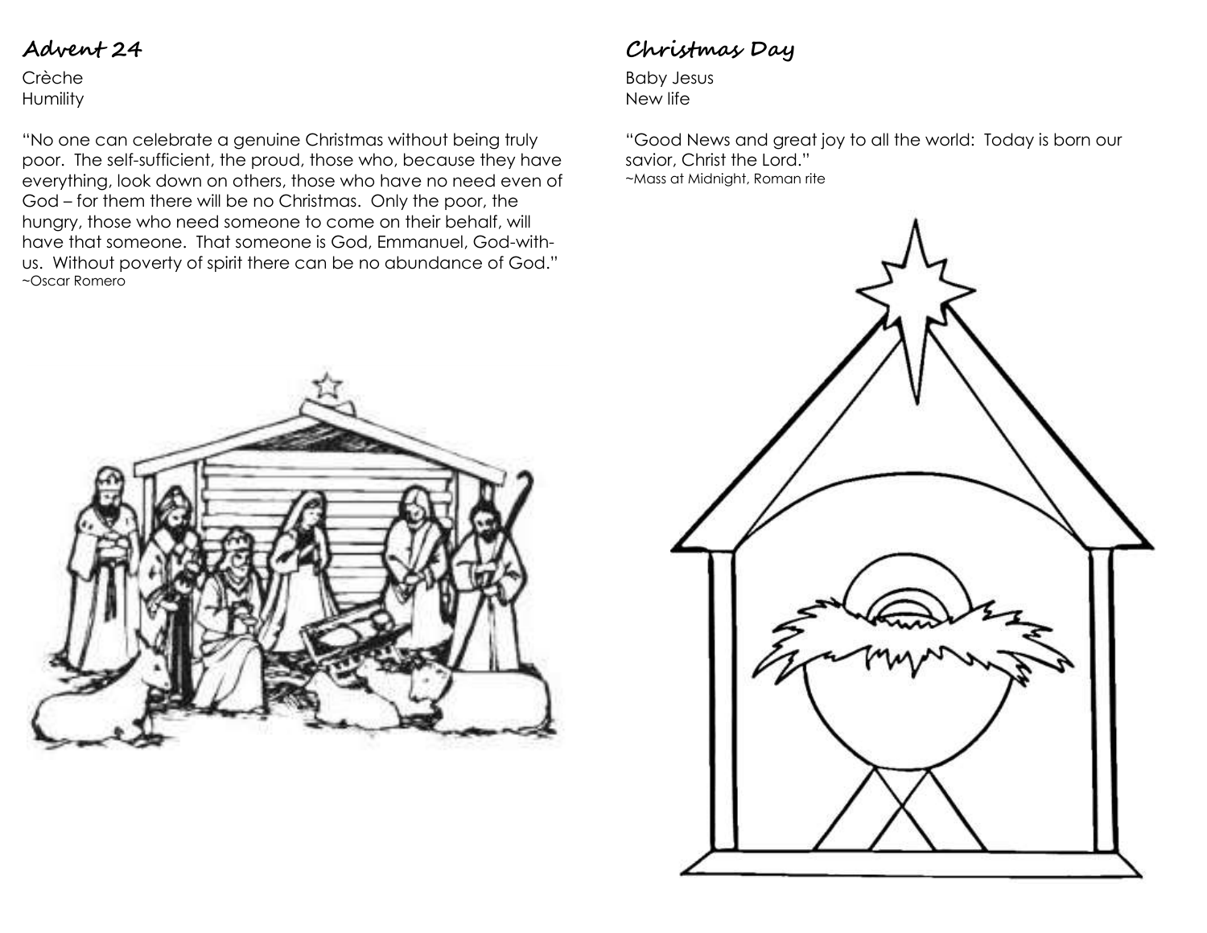## Advent 24

Crèche
Humility

"No one can celebrate a genuine Christmas without being truly poor. The self-sufficient, the proud, those who, because they have everything, look down on others, those who have no need even of God – for them there will be no Christmas. Only the poor, the hungry, those who need someone to come on their behalf, will have that someone. That someone is God, Emmanuel, God-with-us. Without poverty of spirit there can be no abundance of God."
~Oscar Romero

## Christmas Day

Baby Jesus
New life

"Good News and great joy to all the world: Today is born our savior, Christ the Lord."
~Mass at Midnight, Roman rite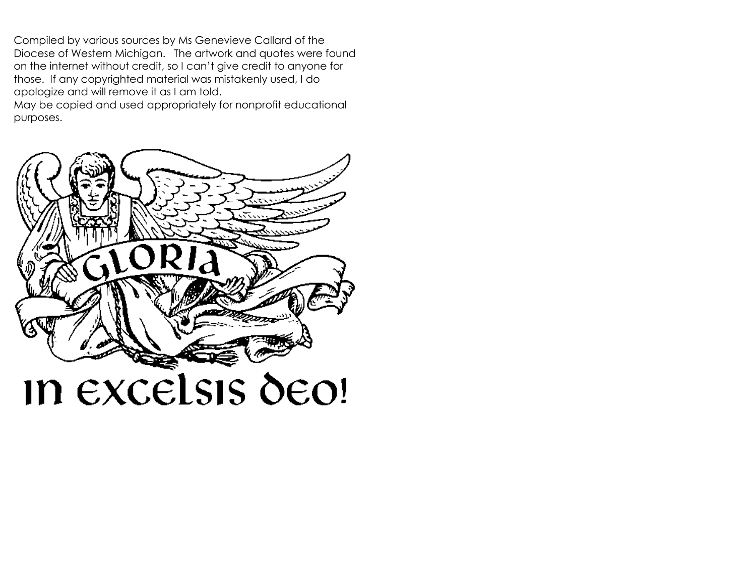Compiled by various sources by Ms Genevieve Callard of the Diocese of Western Michigan. The artwork and quotes were found on the internet without credit, so I can't give credit to anyone for those. If any copyrighted material was mistakenly used, I do apologize and will remove it as I am told.
May be copied and used appropriately for nonprofit educational purposes.